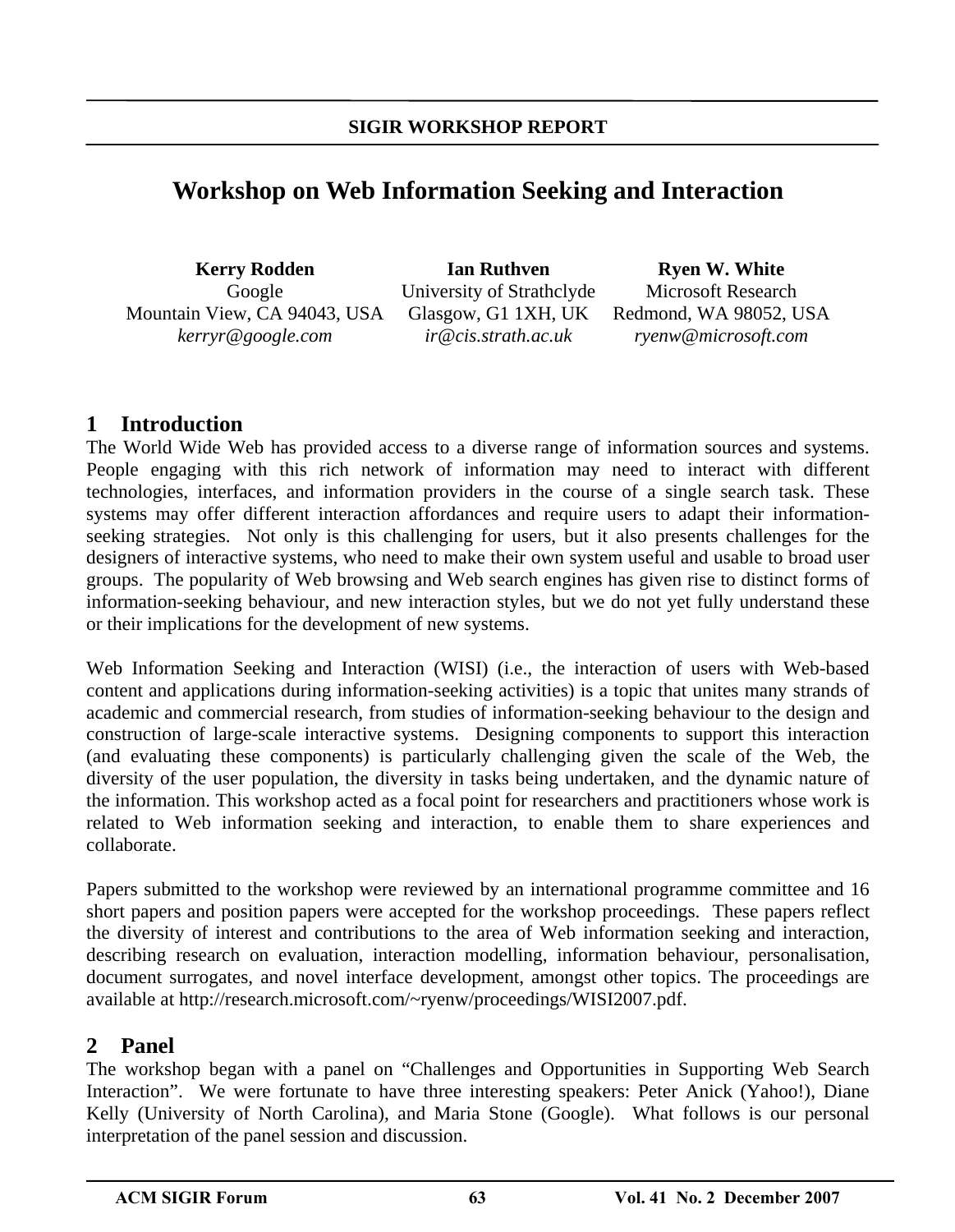**SIGIR WORKSHOP REPORT**

# Workshop on Web Information Seeking and Interaction

| Kerry Rodden | Ian Ruthven | Ryen W. White |
|---|---|---|
| Google | University of Strathclyde | Microsoft Research |
| Mountain View, CA 94043, USA | Glasgow, G1 1XH, UK | Redmond, WA 98052, USA |
| *kerryr@google.com* | *ir@cis.strath.ac.uk* | *ryenw@microsoft.com* |

## 1 Introduction

The World Wide Web has provided access to a diverse range of information sources and systems. People engaging with this rich network of information may need to interact with different technologies, interfaces, and information providers in the course of a single search task. These systems may offer different interaction affordances and require users to adapt their information-seeking strategies. Not only is this challenging for users, but it also presents challenges for the designers of interactive systems, who need to make their own system useful and usable to broad user groups. The popularity of Web browsing and Web search engines has given rise to distinct forms of information-seeking behaviour, and new interaction styles, but we do not yet fully understand these or their implications for the development of new systems.

Web Information Seeking and Interaction (WISI) (i.e., the interaction of users with Web-based content and applications during information-seeking activities) is a topic that unites many strands of academic and commercial research, from studies of information-seeking behaviour to the design and construction of large-scale interactive systems. Designing components to support this interaction (and evaluating these components) is particularly challenging given the scale of the Web, the diversity of the user population, the diversity in tasks being undertaken, and the dynamic nature of the information. This workshop acted as a focal point for researchers and practitioners whose work is related to Web information seeking and interaction, to enable them to share experiences and collaborate.

Papers submitted to the workshop were reviewed by an international programme committee and 16 short papers and position papers were accepted for the workshop proceedings. These papers reflect the diversity of interest and contributions to the area of Web information seeking and interaction, describing research on evaluation, interaction modelling, information behaviour, personalisation, document surrogates, and novel interface development, amongst other topics. The proceedings are available at http://research.microsoft.com/~ryenw/proceedings/WISI2007.pdf.

## 2 Panel

The workshop began with a panel on "Challenges and Opportunities in Supporting Web Search Interaction". We were fortunate to have three interesting speakers: Peter Anick (Yahoo!), Diane Kelly (University of North Carolina), and Maria Stone (Google). What follows is our personal interpretation of the panel session and discussion.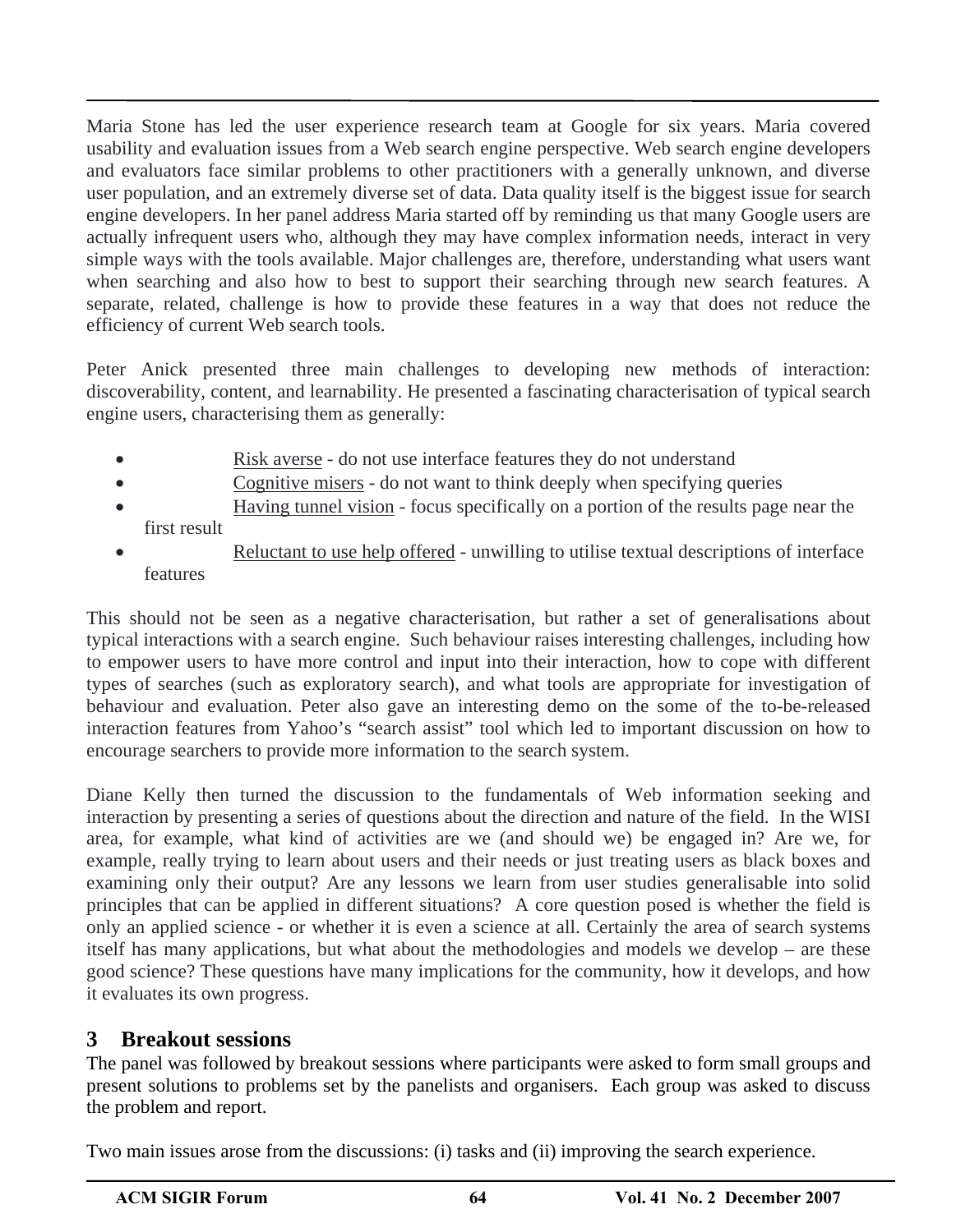Maria Stone has led the user experience research team at Google for six years. Maria covered usability and evaluation issues from a Web search engine perspective. Web search engine developers and evaluators face similar problems to other practitioners with a generally unknown, and diverse user population, and an extremely diverse set of data. Data quality itself is the biggest issue for search engine developers. In her panel address Maria started off by reminding us that many Google users are actually infrequent users who, although they may have complex information needs, interact in very simple ways with the tools available. Major challenges are, therefore, understanding what users want when searching and also how to best to support their searching through new search features. A separate, related, challenge is how to provide these features in a way that does not reduce the efficiency of current Web search tools.

Peter Anick presented three main challenges to developing new methods of interaction: discoverability, content, and learnability. He presented a fascinating characterisation of typical search engine users, characterising them as generally:

- Risk averse - do not use interface features they do not understand
- Cognitive misers - do not want to think deeply when specifying queries
- Having tunnel vision - focus specifically on a portion of the results page near the first result
- Reluctant to use help offered - unwilling to utilise textual descriptions of interface features

This should not be seen as a negative characterisation, but rather a set of generalisations about typical interactions with a search engine. Such behaviour raises interesting challenges, including how to empower users to have more control and input into their interaction, how to cope with different types of searches (such as exploratory search), and what tools are appropriate for investigation of behaviour and evaluation. Peter also gave an interesting demo on the some of the to-be-released interaction features from Yahoo's "search assist" tool which led to important discussion on how to encourage searchers to provide more information to the search system.

Diane Kelly then turned the discussion to the fundamentals of Web information seeking and interaction by presenting a series of questions about the direction and nature of the field. In the WISI area, for example, what kind of activities are we (and should we) be engaged in? Are we, for example, really trying to learn about users and their needs or just treating users as black boxes and examining only their output? Are any lessons we learn from user studies generalisable into solid principles that can be applied in different situations? A core question posed is whether the field is only an applied science - or whether it is even a science at all. Certainly the area of search systems itself has many applications, but what about the methodologies and models we develop – are these good science? These questions have many implications for the community, how it develops, and how it evaluates its own progress.

## 3 Breakout sessions

The panel was followed by breakout sessions where participants were asked to form small groups and present solutions to problems set by the panelists and organisers. Each group was asked to discuss the problem and report.

Two main issues arose from the discussions: (i) tasks and (ii) improving the search experience.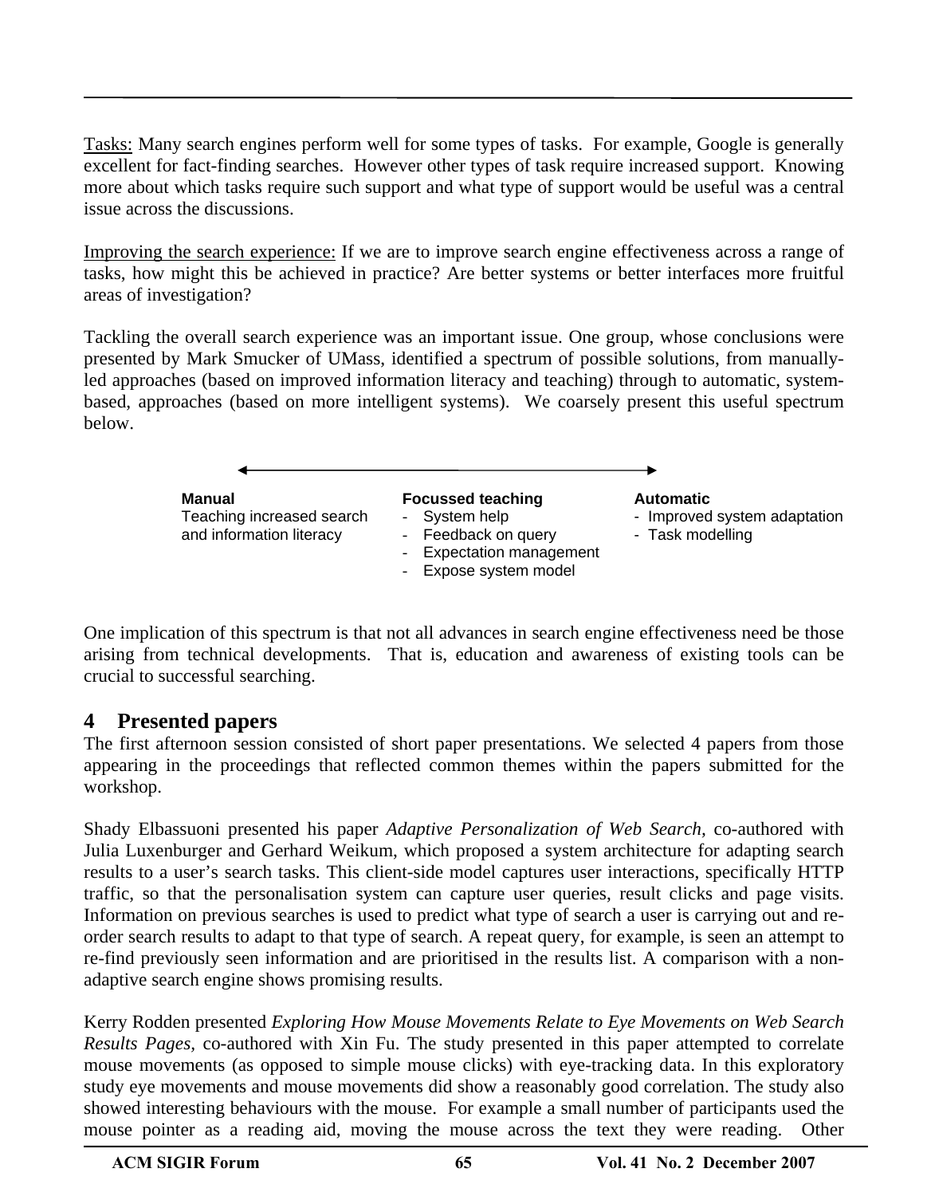Tasks: Many search engines perform well for some types of tasks. For example, Google is generally excellent for fact-finding searches. However other types of task require increased support. Knowing more about which tasks require such support and what type of support would be useful was a central issue across the discussions.

Improving the search experience: If we are to improve search engine effectiveness across a range of tasks, how might this be achieved in practice? Are better systems or better interfaces more fruitful areas of investigation?

Tackling the overall search experience was an important issue. One group, whose conclusions were presented by Mark Smucker of UMass, identified a spectrum of possible solutions, from manually-led approaches (based on improved information literacy and teaching) through to automatic, system-based, approaches (based on more intelligent systems). We coarsely present this useful spectrum below.

| Manual | Focussed teaching | Automatic |
| --- | --- | --- |
| Teaching increased search and information literacy | - System help<br>- Feedback on query<br>- Expectation management<br>- Expose system model | - Improved system adaptation<br>- Task modelling |

One implication of this spectrum is that not all advances in search engine effectiveness need be those arising from technical developments. That is, education and awareness of existing tools can be crucial to successful searching.

## 4 Presented papers

The first afternoon session consisted of short paper presentations. We selected 4 papers from those appearing in the proceedings that reflected common themes within the papers submitted for the workshop.

Shady Elbassuoni presented his paper *Adaptive Personalization of Web Search*, co-authored with Julia Luxenburger and Gerhard Weikum, which proposed a system architecture for adapting search results to a user's search tasks. This client-side model captures user interactions, specifically HTTP traffic, so that the personalisation system can capture user queries, result clicks and page visits. Information on previous searches is used to predict what type of search a user is carrying out and re-order search results to adapt to that type of search. A repeat query, for example, is seen an attempt to re-find previously seen information and are prioritised in the results list. A comparison with a non-adaptive search engine shows promising results.

Kerry Rodden presented *Exploring How Mouse Movements Relate to Eye Movements on Web Search Results Pages*, co-authored with Xin Fu. The study presented in this paper attempted to correlate mouse movements (as opposed to simple mouse clicks) with eye-tracking data. In this exploratory study eye movements and mouse movements did show a reasonably good correlation. The study also showed interesting behaviours with the mouse. For example a small number of participants used the mouse pointer as a reading aid, moving the mouse across the text they were reading. Other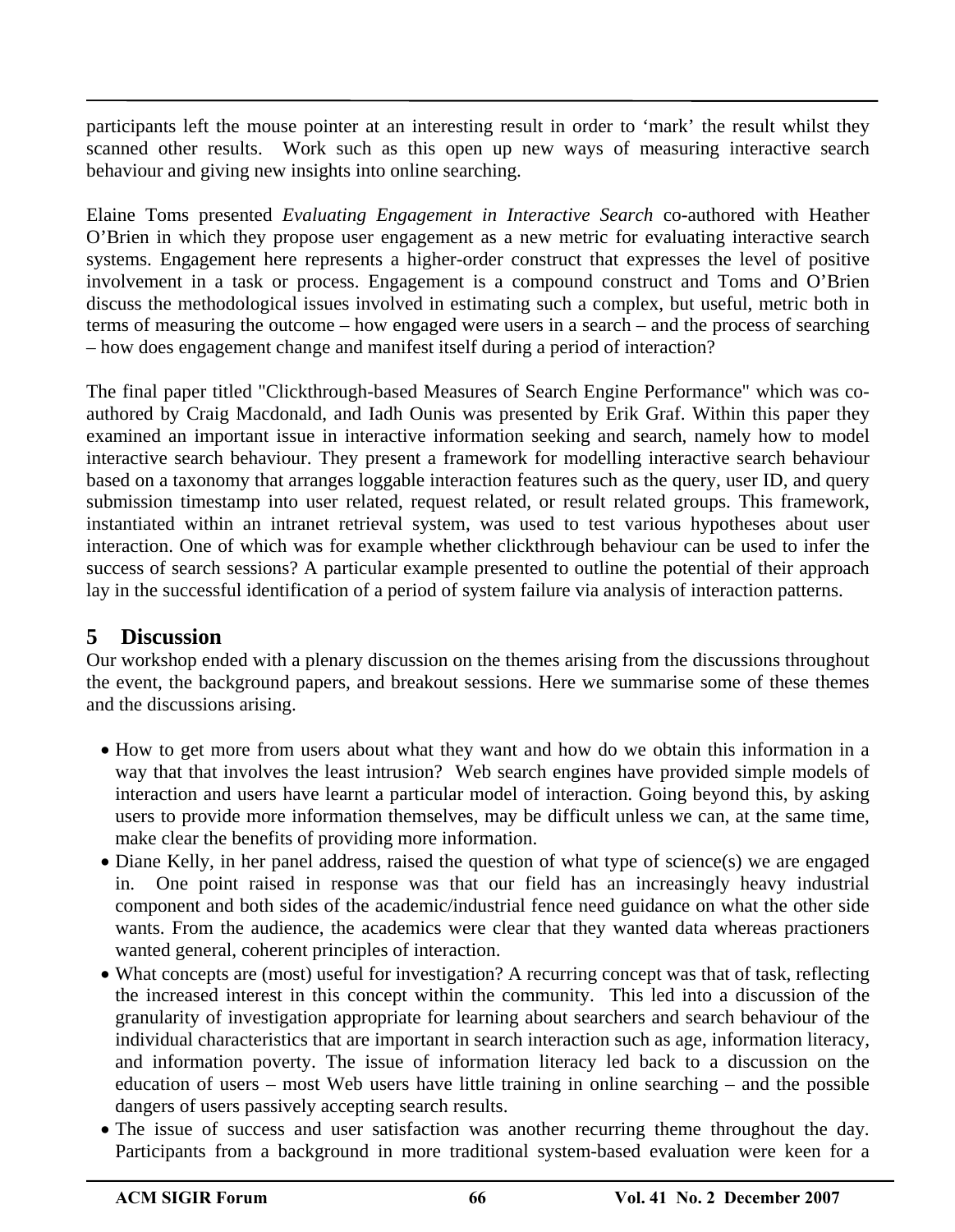participants left the mouse pointer at an interesting result in order to 'mark' the result whilst they scanned other results. Work such as this open up new ways of measuring interactive search behaviour and giving new insights into online searching.

Elaine Toms presented *Evaluating Engagement in Interactive Search* co-authored with Heather O'Brien in which they propose user engagement as a new metric for evaluating interactive search systems. Engagement here represents a higher-order construct that expresses the level of positive involvement in a task or process. Engagement is a compound construct and Toms and O'Brien discuss the methodological issues involved in estimating such a complex, but useful, metric both in terms of measuring the outcome – how engaged were users in a search – and the process of searching – how does engagement change and manifest itself during a period of interaction?

The final paper titled "Clickthrough-based Measures of Search Engine Performance" which was co-authored by Craig Macdonald, and Iadh Ounis was presented by Erik Graf. Within this paper they examined an important issue in interactive information seeking and search, namely how to model interactive search behaviour. They present a framework for modelling interactive search behaviour based on a taxonomy that arranges loggable interaction features such as the query, user ID, and query submission timestamp into user related, request related, or result related groups. This framework, instantiated within an intranet retrieval system, was used to test various hypotheses about user interaction. One of which was for example whether clickthrough behaviour can be used to infer the success of search sessions? A particular example presented to outline the potential of their approach lay in the successful identification of a period of system failure via analysis of interaction patterns.

## 5 Discussion

Our workshop ended with a plenary discussion on the themes arising from the discussions throughout the event, the background papers, and breakout sessions. Here we summarise some of these themes and the discussions arising.

- How to get more from users about what they want and how do we obtain this information in a way that that involves the least intrusion? Web search engines have provided simple models of interaction and users have learnt a particular model of interaction. Going beyond this, by asking users to provide more information themselves, may be difficult unless we can, at the same time, make clear the benefits of providing more information.
- Diane Kelly, in her panel address, raised the question of what type of science(s) we are engaged in. One point raised in response was that our field has an increasingly heavy industrial component and both sides of the academic/industrial fence need guidance on what the other side wants. From the audience, the academics were clear that they wanted data whereas practioners wanted general, coherent principles of interaction.
- What concepts are (most) useful for investigation? A recurring concept was that of task, reflecting the increased interest in this concept within the community. This led into a discussion of the granularity of investigation appropriate for learning about searchers and search behaviour of the individual characteristics that are important in search interaction such as age, information literacy, and information poverty. The issue of information literacy led back to a discussion on the education of users – most Web users have little training in online searching – and the possible dangers of users passively accepting search results.
- The issue of success and user satisfaction was another recurring theme throughout the day. Participants from a background in more traditional system-based evaluation were keen for a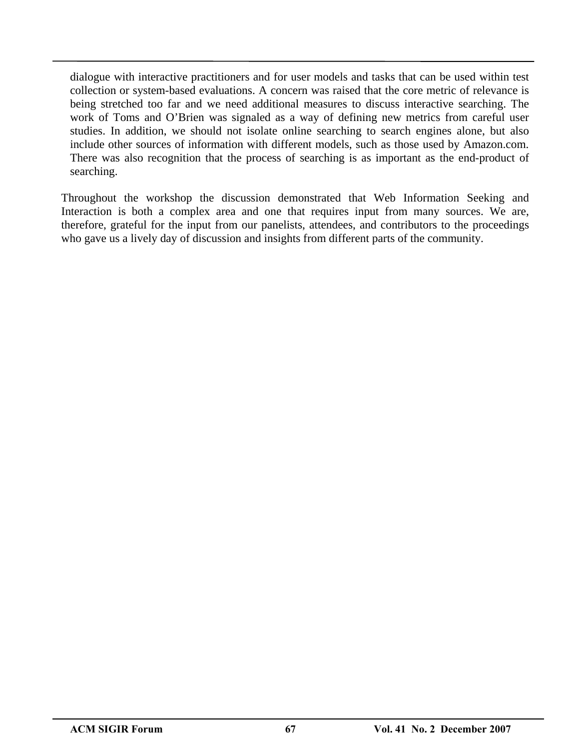dialogue with interactive practitioners and for user models and tasks that can be used within test collection or system-based evaluations. A concern was raised that the core metric of relevance is being stretched too far and we need additional measures to discuss interactive searching. The work of Toms and O'Brien was signaled as a way of defining new metrics from careful user studies. In addition, we should not isolate online searching to search engines alone, but also include other sources of information with different models, such as those used by Amazon.com. There was also recognition that the process of searching is as important as the end-product of searching.

Throughout the workshop the discussion demonstrated that Web Information Seeking and Interaction is both a complex area and one that requires input from many sources. We are, therefore, grateful for the input from our panelists, attendees, and contributors to the proceedings who gave us a lively day of discussion and insights from different parts of the community.